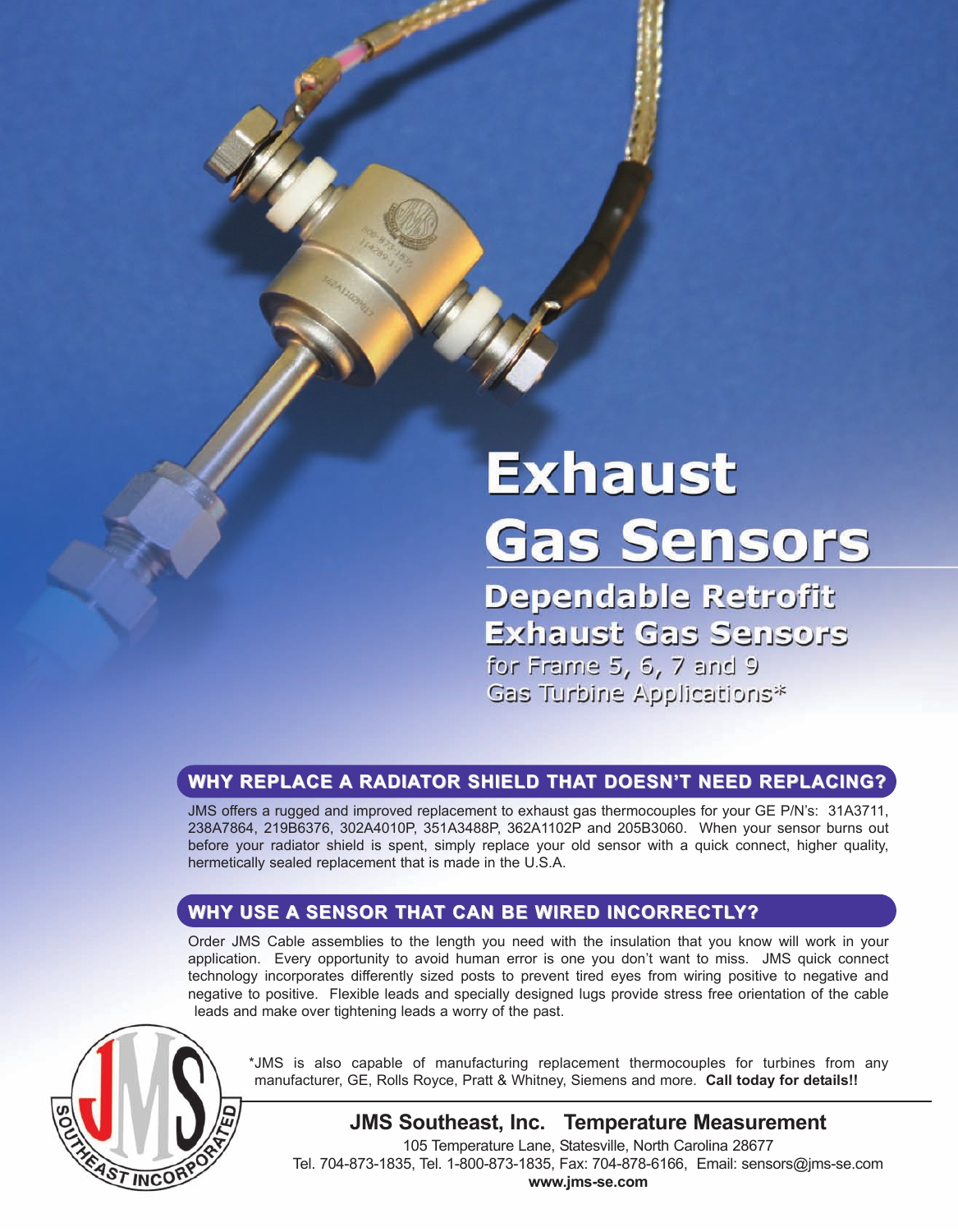# Exhaust Gas Sensors

## Dependable Retrofit Exhaust Gas Sensors

### for Frame 5, 6, 7 and 9 Gas Turbine Applications*

## WHY REPLACE A RADIATOR SHIELD THAT DOESN'T NEED REPLACING?

JMS offers a rugged and improved replacement to exhaust gas thermocouples for your GE P/N's: 31A3711, 238A7864, 219B6376, 302A4010P, 351A3488P, 362A1102P and 205B3060. When your sensor burns out before your radiator shield is spent, simply replace your old sensor with a quick connect, higher quality, hermetically sealed replacement that is made in the U.S.A.

## WHY USE A SENSOR THAT CAN BE WIRED INCORRECTLY?

Order JMS Cable assemblies to the length you need with the insulation that you know will work in your application. Every opportunity to avoid human error is one you don't want to miss. JMS quick connect technology incorporates differently sized posts to prevent tired eyes from wiring positive to negative and negative to positive. Flexible leads and specially designed lugs provide stress free orientation of the cable leads and make over tightening leads a worry of the past.

*JMS is also capable of manufacturing replacement thermocouples for turbines from any manufacturer, GE, Rolls Royce, Pratt & Whitney, Siemens and more. **Call today for details!!**

**JMS Southeast, Inc. Temperature Measurement**

105 Temperature Lane, Statesville, North Carolina 28677

Tel. 704-873-1835, Tel. 1-800-873-1835, Fax: 704-878-6166, Email: sensors@jms-se.com

**www.jms-se.com**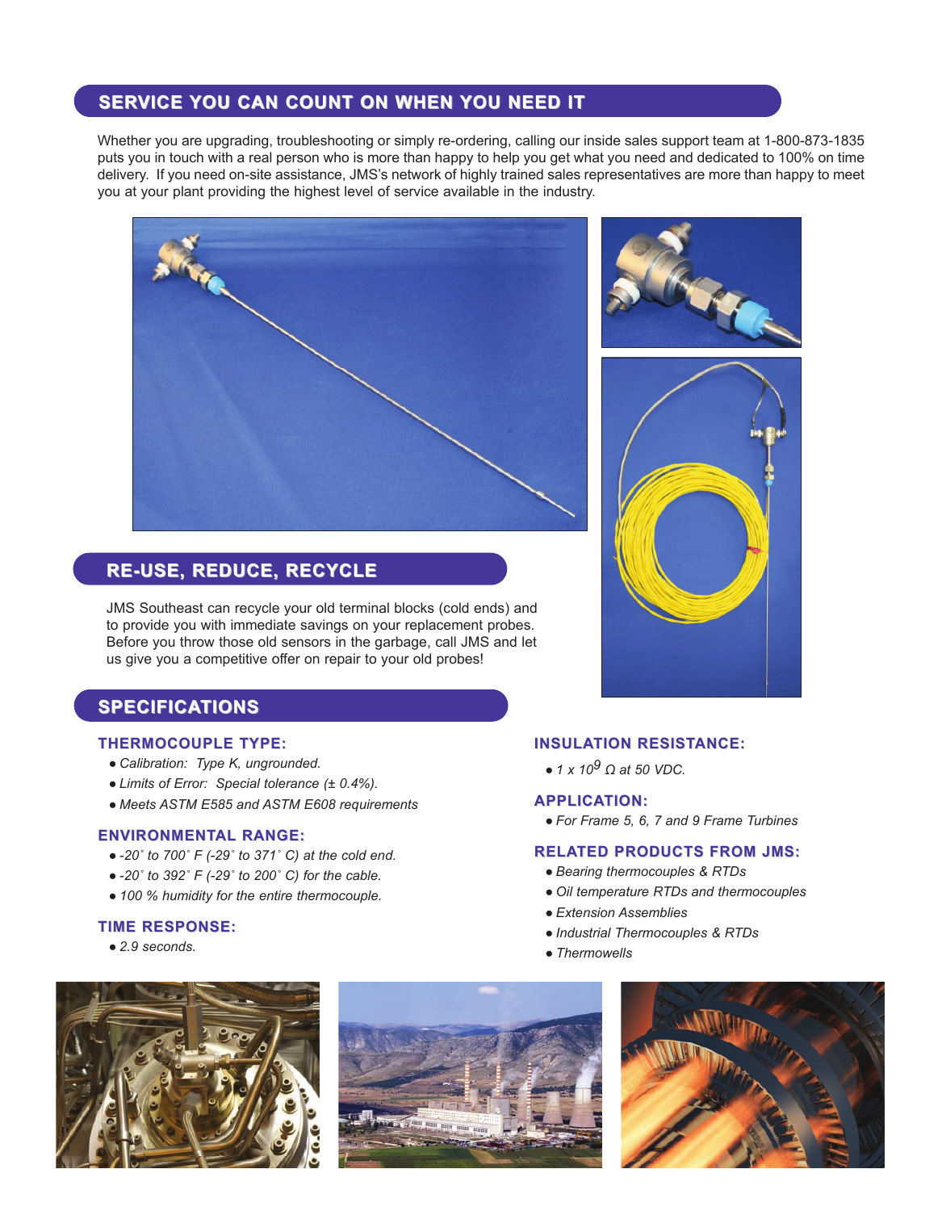## SERVICE YOU CAN COUNT ON WHEN YOU NEED IT

Whether you are upgrading, troubleshooting or simply re-ordering, calling our inside sales support team at 1-800-873-1835 puts you in touch with a real person who is more than happy to help you get what you need and dedicated to 100% on time delivery. If you need on-site assistance, JMS's network of highly trained sales representatives are more than happy to meet you at your plant providing the highest level of service available in the industry.

## RE-USE, REDUCE, RECYCLE

JMS Southeast can recycle your old terminal blocks (cold ends) and to provide you with immediate savings on your replacement probes. Before you throw those old sensors in the garbage, call JMS and let us give you a competitive offer on repair to your old probes!

## SPECIFICATIONS

### THERMOCOUPLE TYPE:

- *Calibration: Type K, ungrounded.*
- *Limits of Error: Special tolerance (± 0.4%).*
- *Meets ASTM E585 and ASTM E608 requirements*

### ENVIRONMENTAL RANGE:

- *-20˚ to 700˚ F (-29˚ to 371˚ C) at the cold end.*
- *-20˚ to 392˚ F (-29˚ to 200˚ C) for the cable.*
- *100 % humidity for the entire thermocouple.*

### TIME RESPONSE:

- *2.9 seconds.*

### INSULATION RESISTANCE:

- *1 x $10^9$ Ω at 50 VDC.*

### APPLICATION:

- *For Frame 5, 6, 7 and 9 Frame Turbines*

### RELATED PRODUCTS FROM JMS:

- *Bearing thermocouples & RTDs*
- *Oil temperature RTDs and thermocouples*
- *Extension Assemblies*
- *Industrial Thermocouples & RTDs*
- *Thermowells*